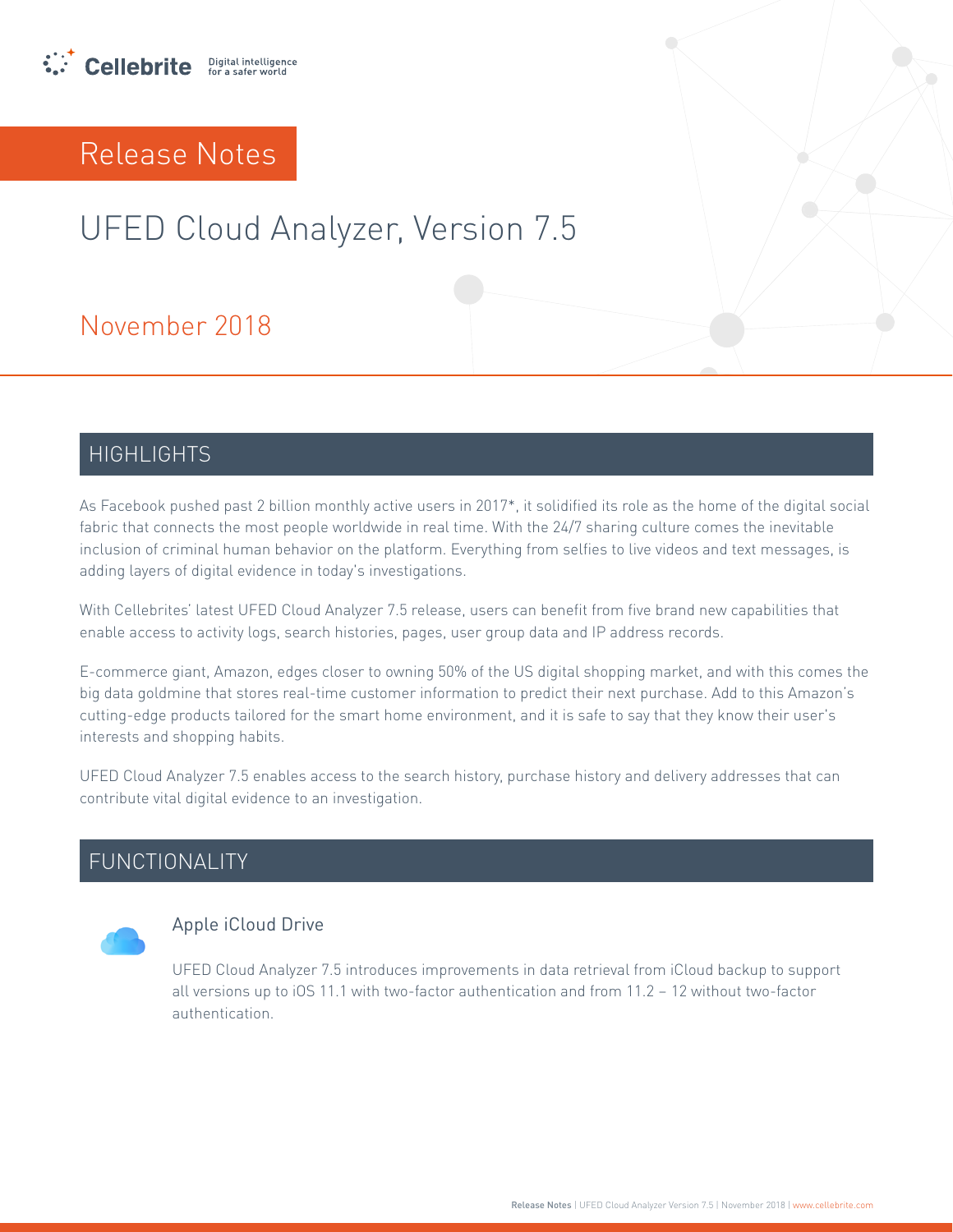Cellebrite Digital intelligence for a safer world

# Release Notes

# UFED Cloud Analyzer, Version 7.5

## November 2018

## HIGHLIGHTS

As Facebook pushed past 2 billion monthly active users in 2017*, it solidified its role as the home of the digital social fabric that connects the most people worldwide in real time. With the 24/7 sharing culture comes the inevitable inclusion of criminal human behavior on the platform. Everything from selfies to live videos and text messages, is adding layers of digital evidence in today's investigations.

With Cellebrites' latest UFED Cloud Analyzer 7.5 release, users can benefit from five brand new capabilities that enable access to activity logs, search histories, pages, user group data and IP address records.

E-commerce giant, Amazon, edges closer to owning 50% of the US digital shopping market, and with this comes the big data goldmine that stores real-time customer information to predict their next purchase. Add to this Amazon's cutting-edge products tailored for the smart home environment, and it is safe to say that they know their user's interests and shopping habits.

UFED Cloud Analyzer 7.5 enables access to the search history, purchase history and delivery addresses that can contribute vital digital evidence to an investigation.

## FUNCTIONALITY

### Apple iCloud Drive

UFED Cloud Analyzer 7.5 introduces improvements in data retrieval from iCloud backup to support all versions up to iOS 11.1 with two-factor authentication and from 11.2 – 12 without two-factor authentication.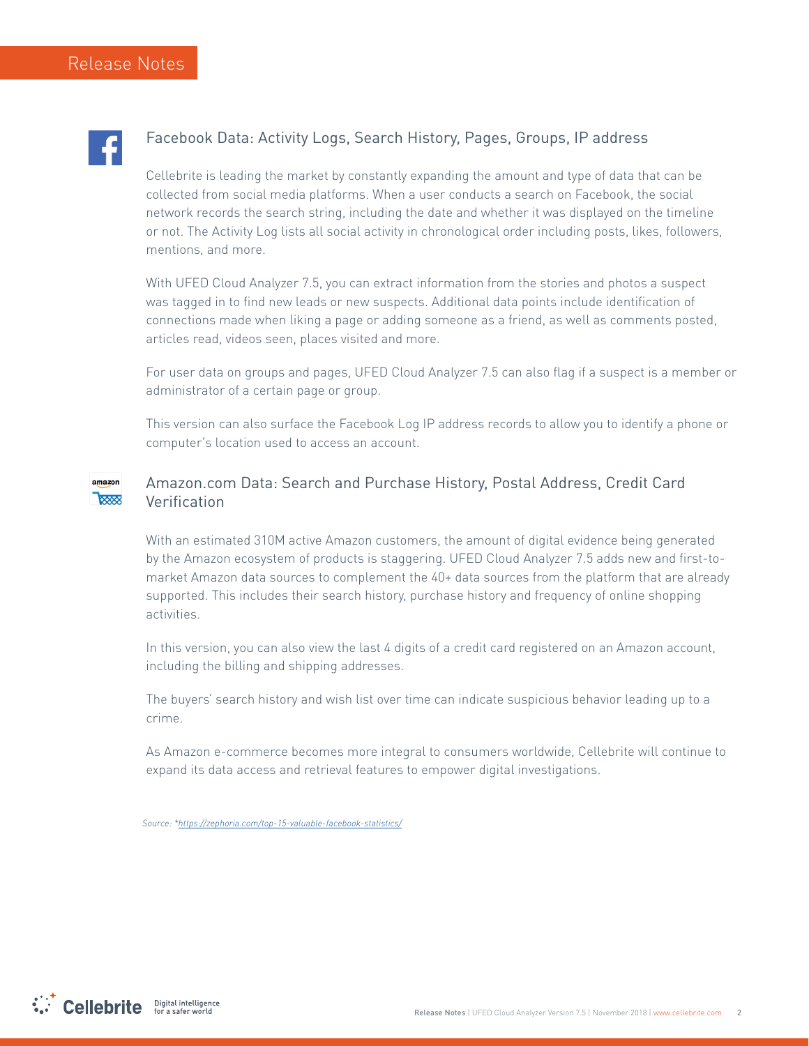## Facebook Data: Activity Logs, Search History, Pages, Groups, IP address

Cellebrite is leading the market by constantly expanding the amount and type of data that can be collected from social media platforms. When a user conducts a search on Facebook, the social network records the search string, including the date and whether it was displayed on the timeline or not. The Activity Log lists all social activity in chronological order including posts, likes, followers, mentions, and more.

With UFED Cloud Analyzer 7.5, you can extract information from the stories and photos a suspect was tagged in to find new leads or new suspects. Additional data points include identification of connections made when liking a page or adding someone as a friend, as well as comments posted, articles read, videos seen, places visited and more.

For user data on groups and pages, UFED Cloud Analyzer 7.5 can also flag if a suspect is a member or administrator of a certain page or group.

This version can also surface the Facebook Log IP address records to allow you to identify a phone or computer's location used to access an account.

## Amazon.com Data: Search and Purchase History, Postal Address, Credit Card Verification

With an estimated 310M active Amazon customers, the amount of digital evidence being generated by the Amazon ecosystem of products is staggering. UFED Cloud Analyzer 7.5 adds new and first-to-market Amazon data sources to complement the 40+ data sources from the platform that are already supported. This includes their search history, purchase history and frequency of online shopping activities.

In this version, you can also view the last 4 digits of a credit card registered on an Amazon account, including the billing and shipping addresses.

The buyers' search history and wish list over time can indicate suspicious behavior leading up to a crime.

As Amazon e-commerce becomes more integral to consumers worldwide, Cellebrite will continue to expand its data access and retrieval features to empower digital investigations.

*Source: *https://zephoria.com/top-15-valuable-facebook-statistics/*